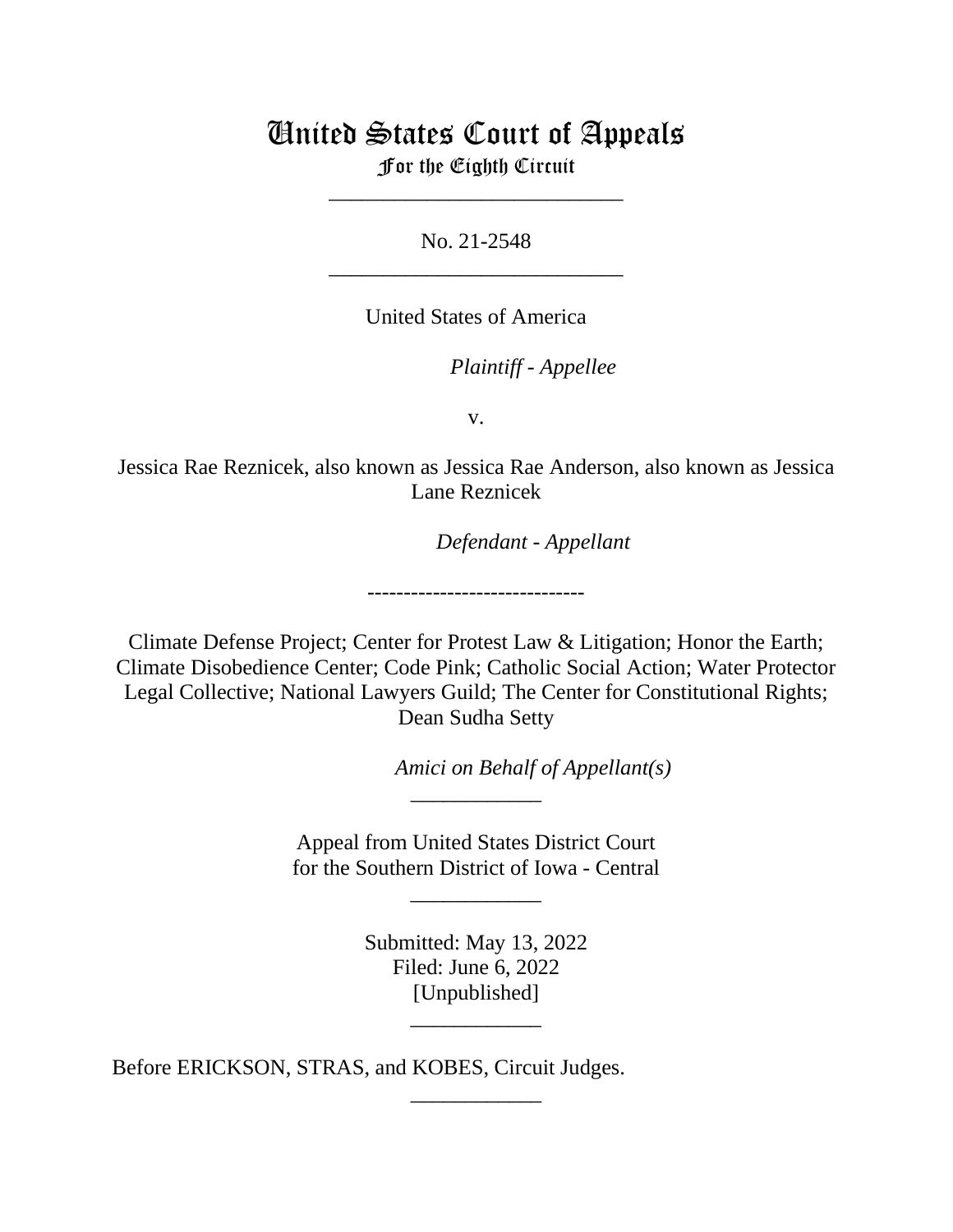# United States Court of Appeals
## For the Eighth Circuit

---

No. 21-2548

---

United States of America

*Plaintiff - Appellee*

v.

Jessica Rae Reznicek, also known as Jessica Rae Anderson, also known as Jessica Lane Reznicek

*Defendant - Appellant*

------------------------------

Climate Defense Project; Center for Protest Law & Litigation; Honor the Earth; Climate Disobedience Center; Code Pink; Catholic Social Action; Water Protector Legal Collective; National Lawyers Guild; The Center for Constitutional Rights; Dean Sudha Setty

*Amici on Behalf of Appellant(s)*

---

Appeal from United States District Court
for the Southern District of Iowa - Central

---

Submitted: May 13, 2022
Filed: June 6, 2022
[Unpublished]

---

Before ERICKSON, STRAS, and KOBES, Circuit Judges.

---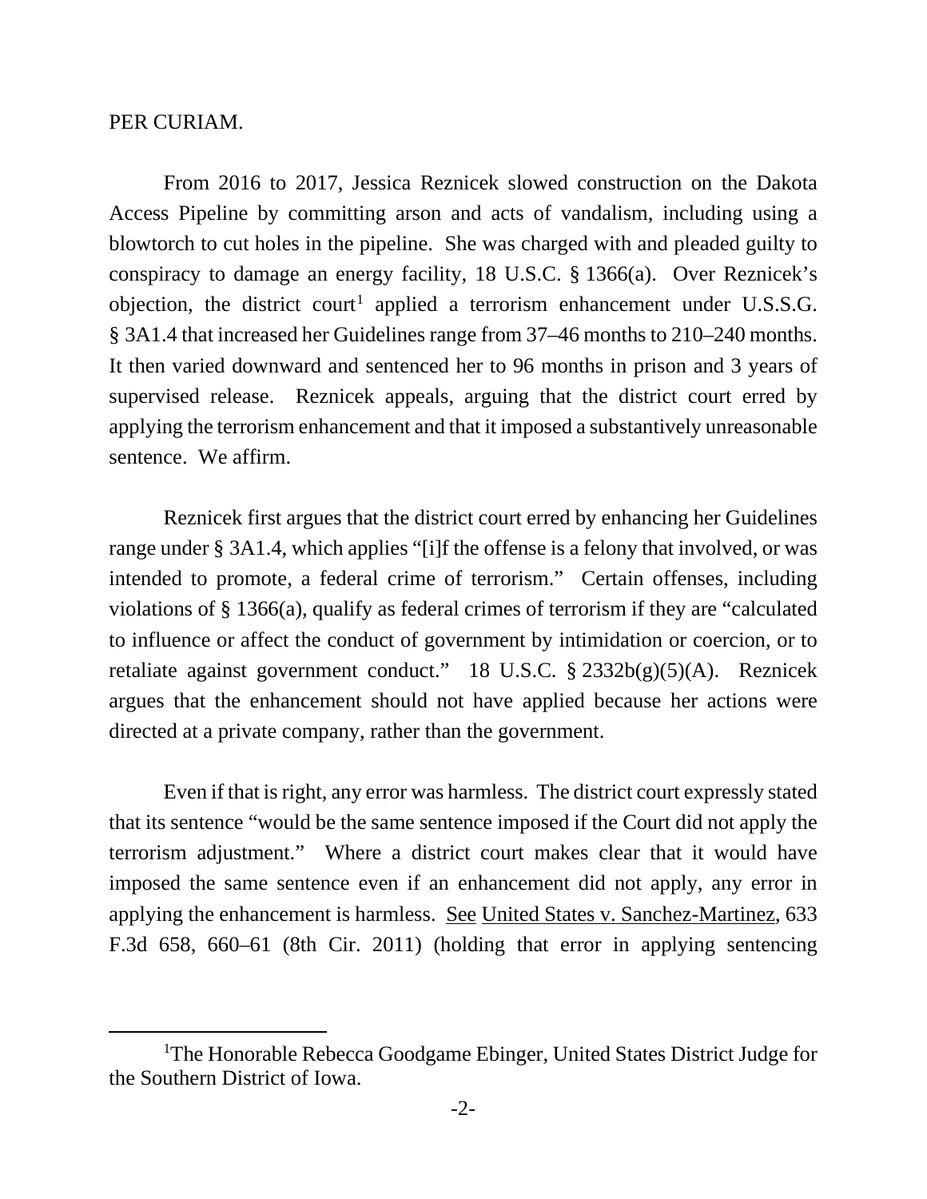PER CURIAM.

From 2016 to 2017, Jessica Reznicek slowed construction on the Dakota Access Pipeline by committing arson and acts of vandalism, including using a blowtorch to cut holes in the pipeline. She was charged with and pleaded guilty to conspiracy to damage an energy facility, 18 U.S.C. § 1366(a). Over Reznicek's objection, the district court[1] applied a terrorism enhancement under U.S.S.G. § 3A1.4 that increased her Guidelines range from 37–46 months to 210–240 months. It then varied downward and sentenced her to 96 months in prison and 3 years of supervised release. Reznicek appeals, arguing that the district court erred by applying the terrorism enhancement and that it imposed a substantively unreasonable sentence. We affirm.

Reznicek first argues that the district court erred by enhancing her Guidelines range under § 3A1.4, which applies "[i]f the offense is a felony that involved, or was intended to promote, a federal crime of terrorism." Certain offenses, including violations of § 1366(a), qualify as federal crimes of terrorism if they are "calculated to influence or affect the conduct of government by intimidation or coercion, or to retaliate against government conduct." 18 U.S.C. § 2332b(g)(5)(A). Reznicek argues that the enhancement should not have applied because her actions were directed at a private company, rather than the government.

Even if that is right, any error was harmless. The district court expressly stated that its sentence "would be the same sentence imposed if the Court did not apply the terrorism adjustment." Where a district court makes clear that it would have imposed the same sentence even if an enhancement did not apply, any error in applying the enhancement is harmless. See United States v. Sanchez-Martinez, 633 F.3d 658, 660–61 (8th Cir. 2011) (holding that error in applying sentencing

[1]The Honorable Rebecca Goodgame Ebinger, United States District Judge for the Southern District of Iowa.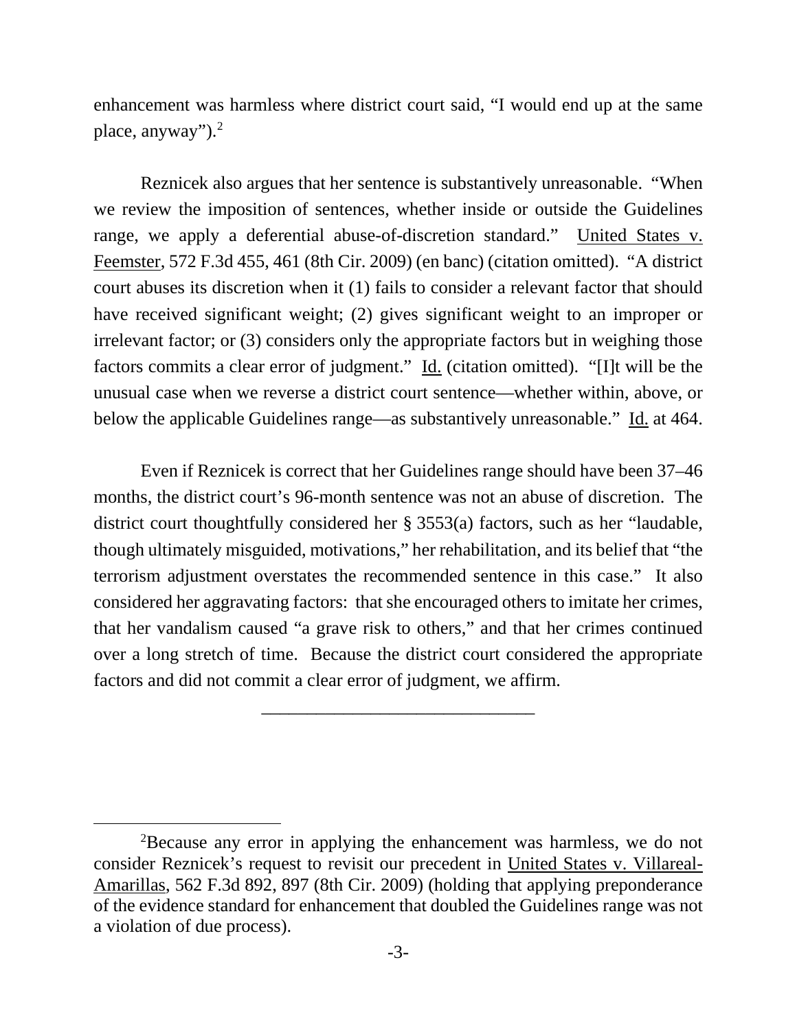enhancement was harmless where district court said, "I would end up at the same place, anyway").[2]

Reznicek also argues that her sentence is substantively unreasonable. "When we review the imposition of sentences, whether inside or outside the Guidelines range, we apply a deferential abuse-of-discretion standard." United States v. Feemster, 572 F.3d 455, 461 (8th Cir. 2009) (en banc) (citation omitted). "A district court abuses its discretion when it (1) fails to consider a relevant factor that should have received significant weight; (2) gives significant weight to an improper or irrelevant factor; or (3) considers only the appropriate factors but in weighing those factors commits a clear error of judgment." Id. (citation omitted). "[I]t will be the unusual case when we reverse a district court sentence—whether within, above, or below the applicable Guidelines range—as substantively unreasonable." Id. at 464.

Even if Reznicek is correct that her Guidelines range should have been 37–46 months, the district court's 96-month sentence was not an abuse of discretion. The district court thoughtfully considered her § 3553(a) factors, such as her "laudable, though ultimately misguided, motivations," her rehabilitation, and its belief that "the terrorism adjustment overstates the recommended sentence in this case." It also considered her aggravating factors: that she encouraged others to imitate her crimes, that her vandalism caused "a grave risk to others," and that her crimes continued over a long stretch of time. Because the district court considered the appropriate factors and did not commit a clear error of judgment, we affirm.

______________________________

[2]Because any error in applying the enhancement was harmless, we do not consider Reznicek's request to revisit our precedent in United States v. Villareal-Amarillas, 562 F.3d 892, 897 (8th Cir. 2009) (holding that applying preponderance of the evidence standard for enhancement that doubled the Guidelines range was not a violation of due process).